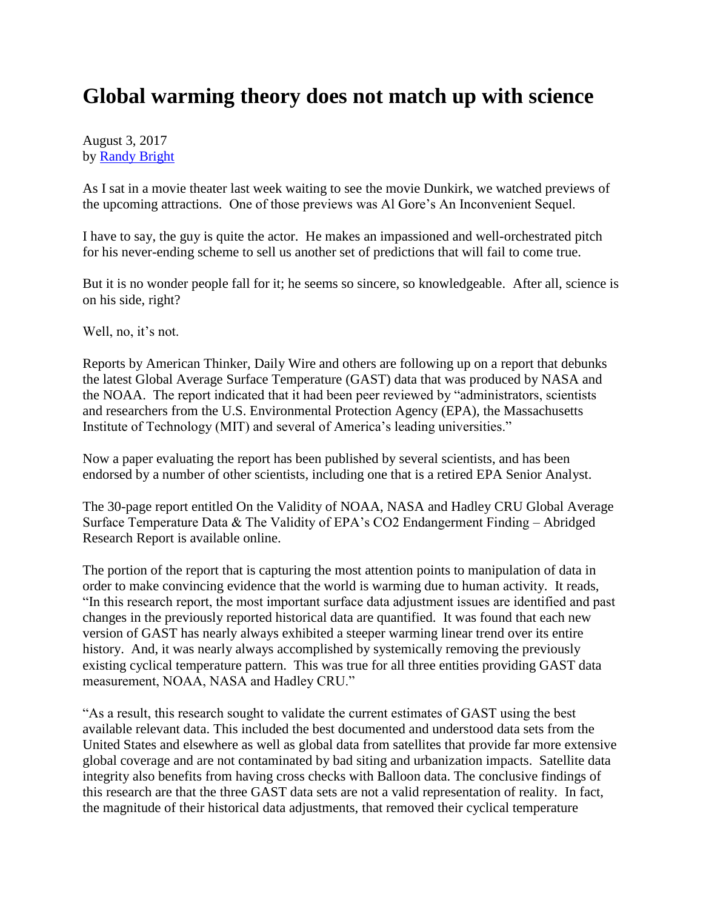# Global warming theory does not match up with science

August 3, 2017
by [Randy Bright](#)

As I sat in a movie theater last week waiting to see the movie Dunkirk, we watched previews of the upcoming attractions. One of those previews was Al Gore's An Inconvenient Sequel.

I have to say, the guy is quite the actor. He makes an impassioned and well-orchestrated pitch for his never-ending scheme to sell us another set of predictions that will fail to come true.

But it is no wonder people fall for it; he seems so sincere, so knowledgeable. After all, science is on his side, right?

Well, no, it's not.

Reports by American Thinker, Daily Wire and others are following up on a report that debunks the latest Global Average Surface Temperature (GAST) data that was produced by NASA and the NOAA. The report indicated that it had been peer reviewed by "administrators, scientists and researchers from the U.S. Environmental Protection Agency (EPA), the Massachusetts Institute of Technology (MIT) and several of America's leading universities."

Now a paper evaluating the report has been published by several scientists, and has been endorsed by a number of other scientists, including one that is a retired EPA Senior Analyst.

The 30-page report entitled On the Validity of NOAA, NASA and Hadley CRU Global Average Surface Temperature Data & The Validity of EPA's $CO_2$ Endangerment Finding – Abridged Research Report is available online.

The portion of the report that is capturing the most attention points to manipulation of data in order to make convincing evidence that the world is warming due to human activity. It reads, "In this research report, the most important surface data adjustment issues are identified and past changes in the previously reported historical data are quantified. It was found that each new version of GAST has nearly always exhibited a steeper warming linear trend over its entire history. And, it was nearly always accomplished by systemically removing the previously existing cyclical temperature pattern. This was true for all three entities providing GAST data measurement, NOAA, NASA and Hadley CRU."

"As a result, this research sought to validate the current estimates of GAST using the best available relevant data. This included the best documented and understood data sets from the United States and elsewhere as well as global data from satellites that provide far more extensive global coverage and are not contaminated by bad siting and urbanization impacts. Satellite data integrity also benefits from having cross checks with Balloon data. The conclusive findings of this research are that the three GAST data sets are not a valid representation of reality. In fact, the magnitude of their historical data adjustments, that removed their cyclical temperature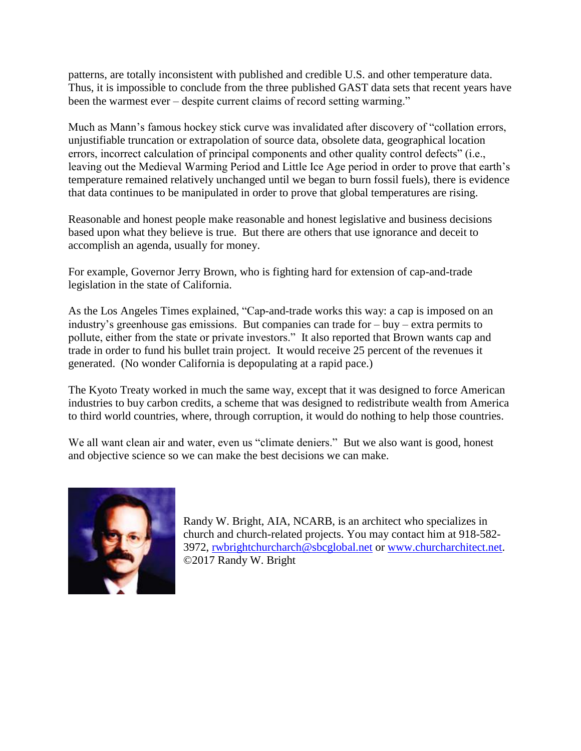patterns, are totally inconsistent with published and credible U.S. and other temperature data. Thus, it is impossible to conclude from the three published GAST data sets that recent years have been the warmest ever – despite current claims of record setting warming."

Much as Mann's famous hockey stick curve was invalidated after discovery of "collation errors, unjustifiable truncation or extrapolation of source data, obsolete data, geographical location errors, incorrect calculation of principal components and other quality control defects" (i.e., leaving out the Medieval Warming Period and Little Ice Age period in order to prove that earth's temperature remained relatively unchanged until we began to burn fossil fuels), there is evidence that data continues to be manipulated in order to prove that global temperatures are rising.

Reasonable and honest people make reasonable and honest legislative and business decisions based upon what they believe is true. But there are others that use ignorance and deceit to accomplish an agenda, usually for money.

For example, Governor Jerry Brown, who is fighting hard for extension of cap-and-trade legislation in the state of California.

As the Los Angeles Times explained, "Cap-and-trade works this way: a cap is imposed on an industry's greenhouse gas emissions. But companies can trade for – buy – extra permits to pollute, either from the state or private investors." It also reported that Brown wants cap and trade in order to fund his bullet train project. It would receive 25 percent of the revenues it generated. (No wonder California is depopulating at a rapid pace.)

The Kyoto Treaty worked in much the same way, except that it was designed to force American industries to buy carbon credits, a scheme that was designed to redistribute wealth from America to third world countries, where, through corruption, it would do nothing to help those countries.

We all want clean air and water, even us "climate deniers." But we also want is good, honest and objective science so we can make the best decisions we can make.

Randy W. Bright, AIA, NCARB, is an architect who specializes in church and church-related projects. You may contact him at 918-582-3972, rwbrightchurcharch@sbcglobal.net or www.churcharchitect.net. ©2017 Randy W. Bright